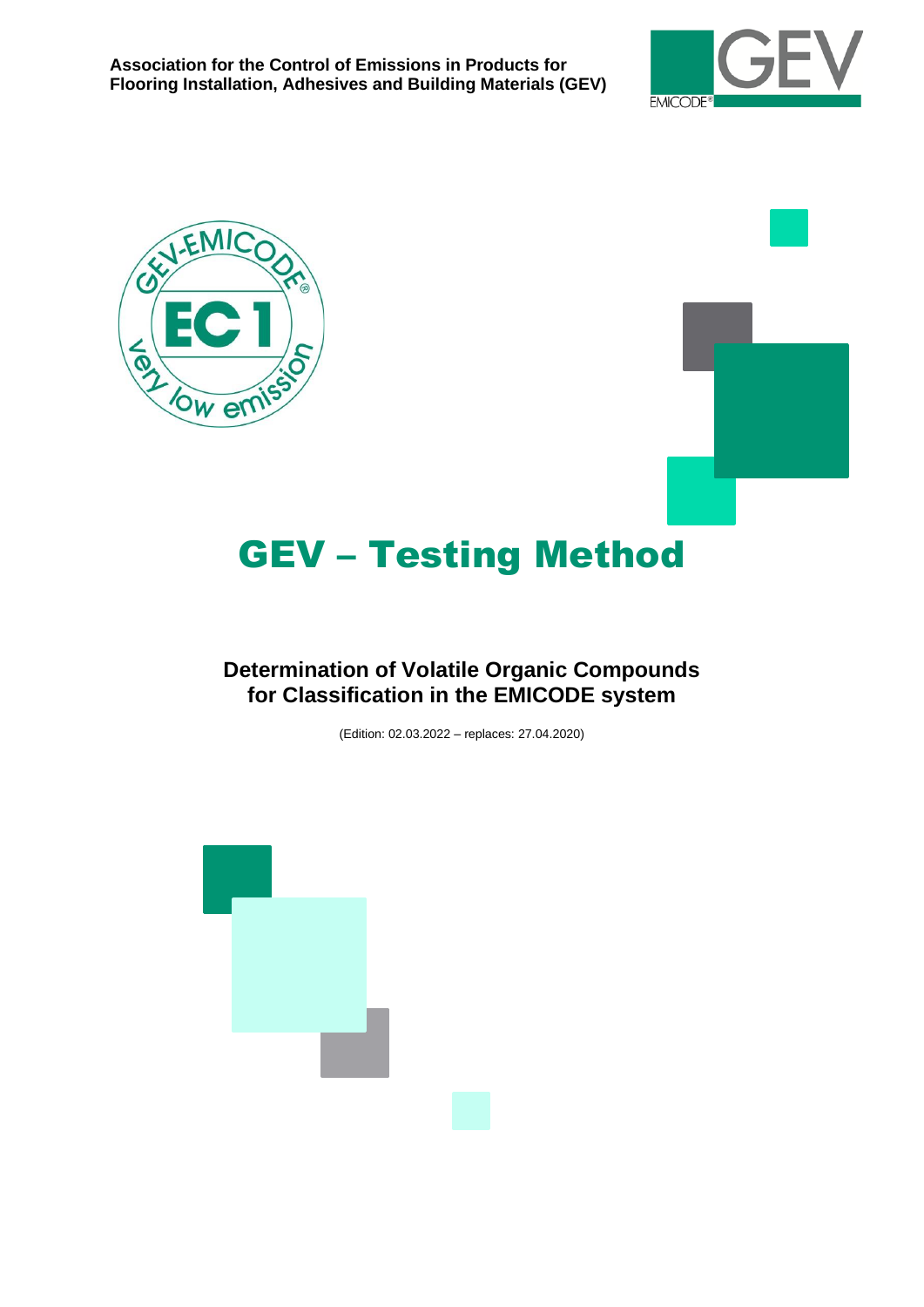**Association for the Control of Emissions in Products for Flooring Installation, Adhesives and Building Materials (GEV)**

# GEV – Testing Method

## Determination of Volatile Organic Compounds for Classification in the EMICODE system

(Edition: 02.03.2022 – replaces: 27.04.2020)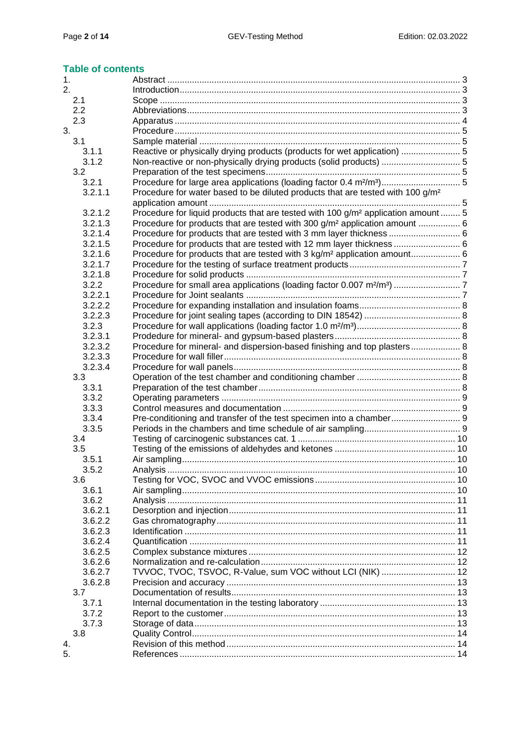## Table of contents

| | | |
|---|---|---|
| 1. | Abstract | 3 |
| 2. | Introduction | 3 |
| 2.1 | Scope | 3 |
| 2.2 | Abbreviations | 3 |
| 2.3 | Apparatus | 4 |
| 3. | Procedure | 5 |
| 3.1 | Sample material | 5 |
| 3.1.1 | Reactive or physically drying products (products for wet application) | 5 |
| 3.1.2 | Non-reactive or non-physically drying products (solid products) | 5 |
| 3.2 | Preparation of the test specimens | 5 |
| 3.2.1 | Procedure for large area applications (loading factor 0.4 m²/m³) | 5 |
| 3.2.1.1 | Procedure for water based to be diluted products that are tested with 100 g/m² application amount | 5 |
| 3.2.1.2 | Procedure for liquid products that are tested with 100 g/m² application amount | 5 |
| 3.2.1.3 | Procedure for products that are tested with 300 g/m² application amount | 6 |
| 3.2.1.4 | Procedure for products that are tested with 3 mm layer thickness | 6 |
| 3.2.1.5 | Procedure for products that are tested with 12 mm layer thickness | 6 |
| 3.2.1.6 | Procedure for products that are tested with 3 kg/m² application amount | 6 |
| 3.2.1.7 | Procedure for the testing of surface treatment products | 7 |
| 3.2.1.8 | Procedure for solid products | 7 |
| 3.2.2 | Procedure for small area applications (loading factor 0.007 m²/m³) | 7 |
| 3.2.2.1 | Procedure for Joint sealants | 7 |
| 3.2.2.2 | Procedure for expanding installation and insulation foams | 8 |
| 3.2.2.3 | Procedure for joint sealing tapes (according to DIN 18542) | 8 |
| 3.2.3 | Procedure for wall applications (loading factor 1.0 m²/m³) | 8 |
| 3.2.3.1 | Prodedure for mineral- and gypsum-based plasters | 8 |
| 3.2.3.2 | Procedure for mineral- and dispersion-based finishing and top plasters | 8 |
| 3.2.3.3 | Procedure for wall filler | 8 |
| 3.2.3.4 | Procedure for wall panels | 8 |
| 3.3 | Operation of the test chamber and conditioning chamber | 8 |
| 3.3.1 | Preparation of the test chamber | 8 |
| 3.3.2 | Operating parameters | 9 |
| 3.3.3 | Control measures and documentation | 9 |
| 3.3.4 | Pre-conditioning and transfer of the test specimen into a chamber | 9 |
| 3.3.5 | Periods in the chambers and time schedule of air sampling | 9 |
| 3.4 | Testing of carcinogenic substances cat. 1 | 10 |
| 3.5 | Testing of the emissions of aldehydes and ketones | 10 |
| 3.5.1 | Air sampling | 10 |
| 3.5.2 | Analysis | 10 |
| 3.6 | Testing for VOC, SVOC and VVOC emissions | 10 |
| 3.6.1 | Air sampling | 10 |
| 3.6.2 | Analysis | 11 |
| 3.6.2.1 | Desorption and injection | 11 |
| 3.6.2.2 | Gas chromatography | 11 |
| 3.6.2.3 | Identification | 11 |
| 3.6.2.4 | Quantification | 11 |
| 3.6.2.5 | Complex substance mixtures | 12 |
| 3.6.2.6 | Normalization and re-calculation | 12 |
| 3.6.2.7 | TVVOC, TVOC, TSVOC, R-Value, sum VOC without LCI (NIK) | 12 |
| 3.6.2.8 | Precision and accuracy | 13 |
| 3.7 | Documentation of results | 13 |
| 3.7.1 | Internal documentation in the testing laboratory | 13 |
| 3.7.2 | Report to the customer | 13 |
| 3.7.3 | Storage of data | 13 |
| 3.8 | Quality Control | 14 |
| 4. | Revision of this method | 14 |
| 5. | References | 14 |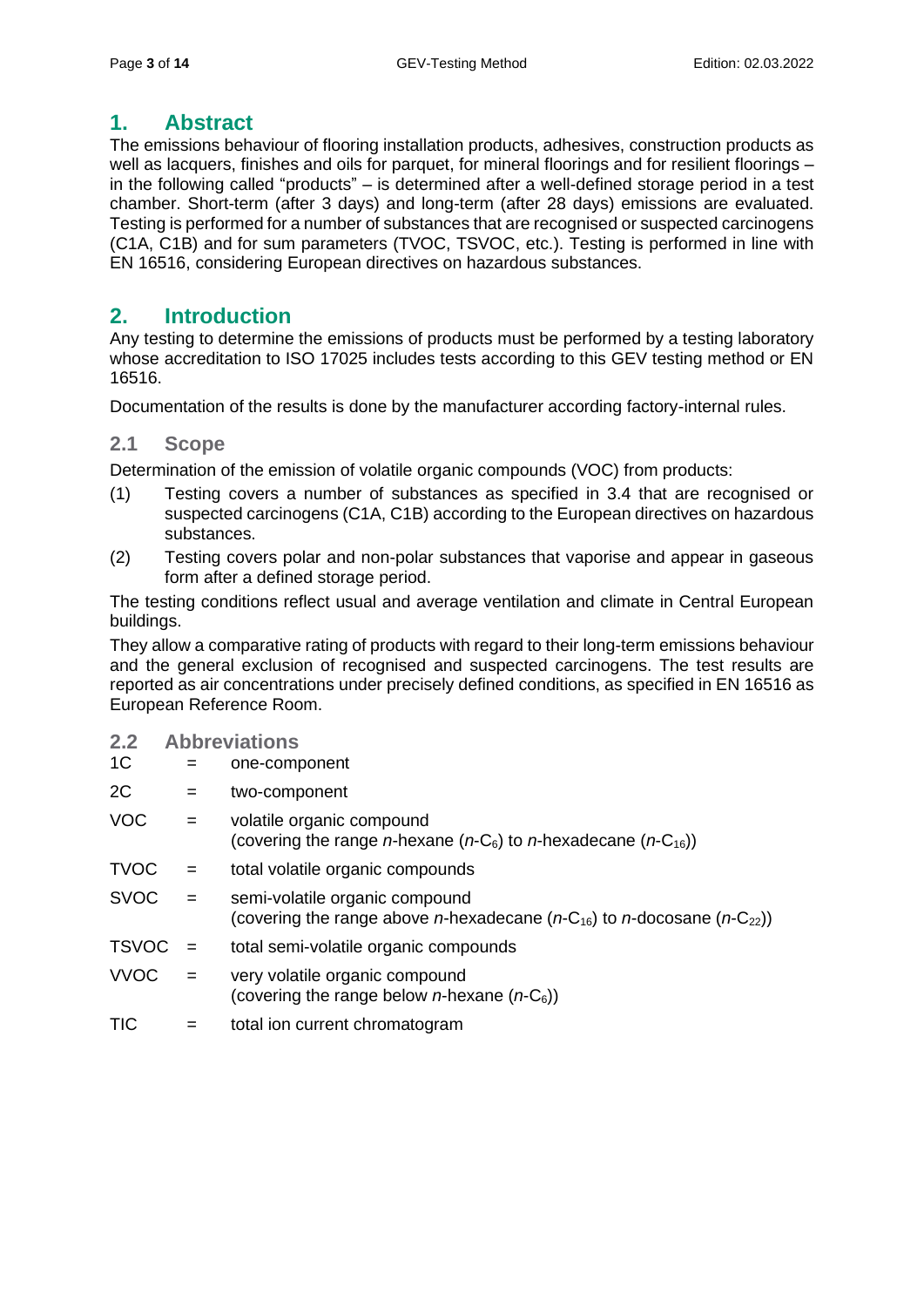# 1. Abstract

The emissions behaviour of flooring installation products, adhesives, construction products as well as lacquers, finishes and oils for parquet, for mineral floorings and for resilient floorings – in the following called “products” – is determined after a well-defined storage period in a test chamber. Short-term (after 3 days) and long-term (after 28 days) emissions are evaluated. Testing is performed for a number of substances that are recognised or suspected carcinogens (C1A, C1B) and for sum parameters (TVOC, TSVOC, etc.). Testing is performed in line with EN 16516, considering European directives on hazardous substances.

# 2. Introduction

Any testing to determine the emissions of products must be performed by a testing laboratory whose accreditation to ISO 17025 includes tests according to this GEV testing method or EN 16516.

Documentation of the results is done by the manufacturer according factory-internal rules.

## 2.1 Scope

Determination of the emission of volatile organic compounds (VOC) from products:

(1) Testing covers a number of substances as specified in 3.4 that are recognised or suspected carcinogens (C1A, C1B) according to the European directives on hazardous substances.

(2) Testing covers polar and non-polar substances that vaporise and appear in gaseous form after a defined storage period.

The testing conditions reflect usual and average ventilation and climate in Central European buildings.

They allow a comparative rating of products with regard to their long-term emissions behaviour and the general exclusion of recognised and suspected carcinogens. The test results are reported as air concentrations under precisely defined conditions, as specified in EN 16516 as European Reference Room.

## 2.2 Abbreviations

| | | |
|---|---|---|
| 1C | = | one-component |
| 2C | = | two-component |
| VOC | = | volatile organic compound (covering the range *n*-hexane (*n*-$C_6$) to *n*-hexadecane (*n*-$C_{16}$)) |
| TVOC | = | total volatile organic compounds |
| SVOC | = | semi-volatile organic compound (covering the range above *n*-hexadecane (*n*-$C_{16}$) to *n*-docosane (*n*-$C_{22}$)) |
| TSVOC | = | total semi-volatile organic compounds |
| VVOC | = | very volatile organic compound (covering the range below *n*-hexane (*n*-$C_6$)) |
| TIC | = | total ion current chromatogram |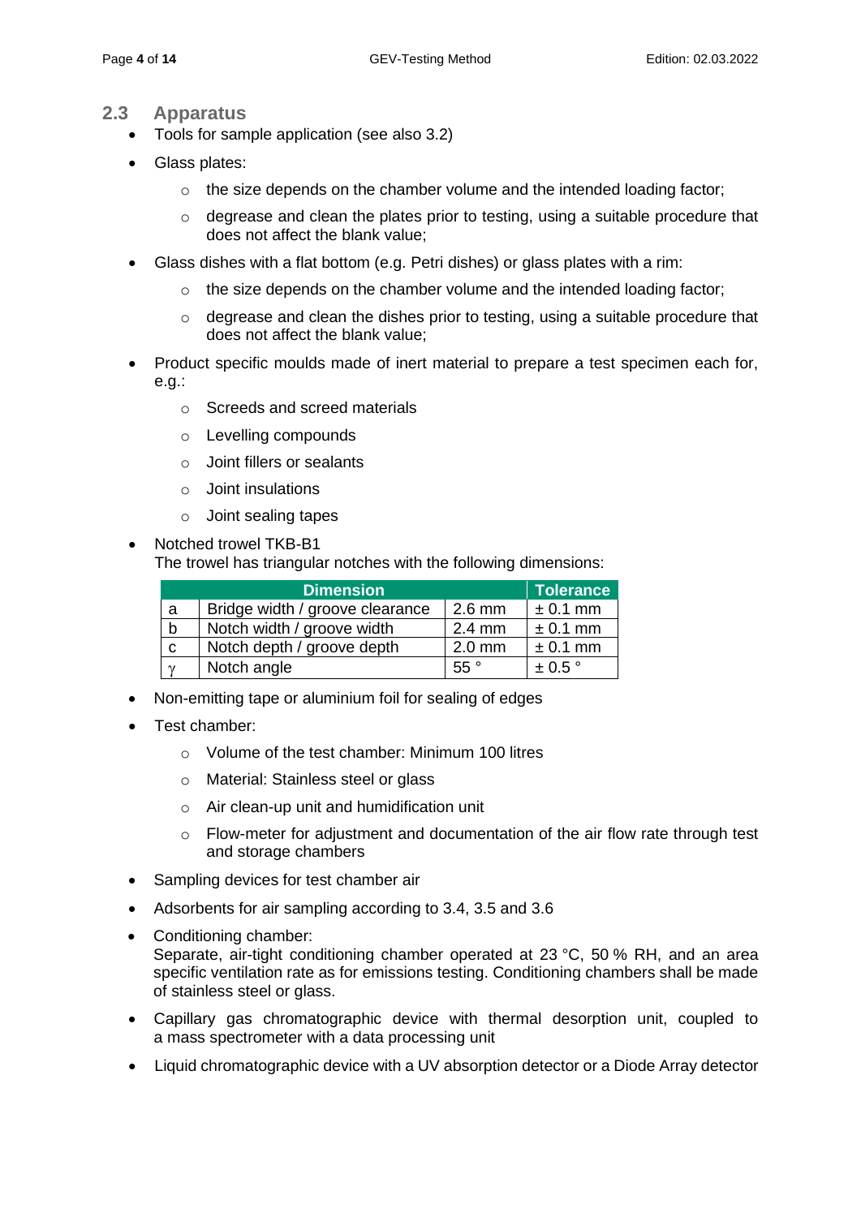## 2.3 Apparatus

- Tools for sample application (see also 3.2)
- Glass plates:
  - the size depends on the chamber volume and the intended loading factor;
  - degrease and clean the plates prior to testing, using a suitable procedure that does not affect the blank value;
- Glass dishes with a flat bottom (e.g. Petri dishes) or glass plates with a rim:
  - the size depends on the chamber volume and the intended loading factor;
  - degrease and clean the dishes prior to testing, using a suitable procedure that does not affect the blank value;
- Product specific moulds made of inert material to prepare a test specimen each for, e.g.:
  - Screeds and screed materials
  - Levelling compounds
  - Joint fillers or sealants
  - Joint insulations
  - Joint sealing tapes
- Notched trowel TKB-B1
  The trowel has triangular notches with the following dimensions:

| Dimension | | | Tolerance |
|---|---|---|---|
| a | Bridge width / groove clearance | 2.6 mm | ± 0.1 mm |
| b | Notch width / groove width | 2.4 mm | ± 0.1 mm |
| c | Notch depth / groove depth | 2.0 mm | ± 0.1 mm |
| $\gamma$ | Notch angle | 55 ° | ± 0.5 ° |

- Non-emitting tape or aluminium foil for sealing of edges
- Test chamber:
  - Volume of the test chamber: Minimum 100 litres
  - Material: Stainless steel or glass
  - Air clean-up unit and humidification unit
  - Flow-meter for adjustment and documentation of the air flow rate through test and storage chambers
- Sampling devices for test chamber air
- Adsorbents for air sampling according to 3.4, 3.5 and 3.6
- Conditioning chamber:
  Separate, air-tight conditioning chamber operated at 23 °C, 50 % RH, and an area specific ventilation rate as for emissions testing. Conditioning chambers shall be made of stainless steel or glass.
- Capillary gas chromatographic device with thermal desorption unit, coupled to a mass spectrometer with a data processing unit
- Liquid chromatographic device with a UV absorption detector or a Diode Array detector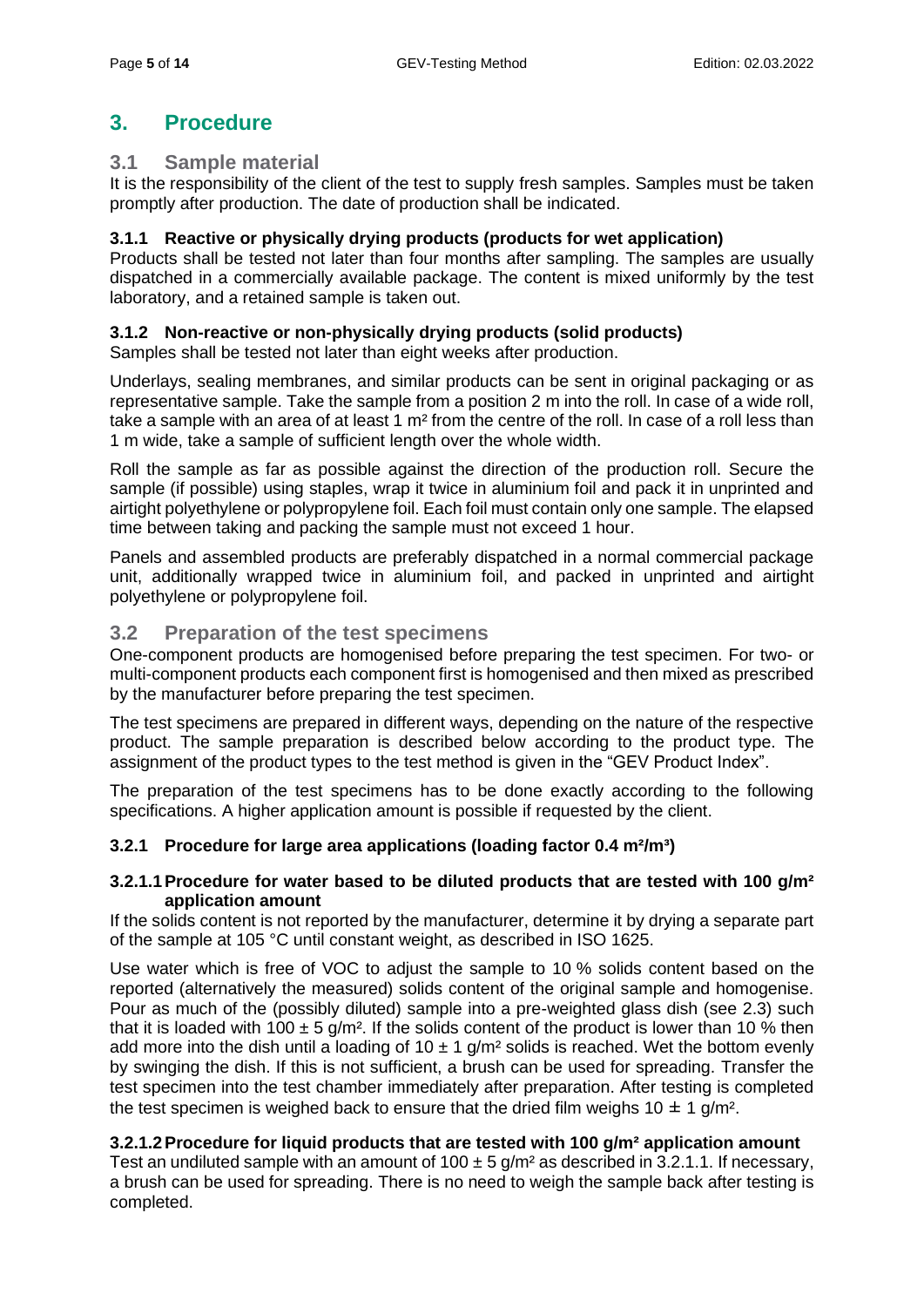# 3. Procedure

## 3.1 Sample material

It is the responsibility of the client of the test to supply fresh samples. Samples must be taken promptly after production. The date of production shall be indicated.

### 3.1.1 Reactive or physically drying products (products for wet application)

Products shall be tested not later than four months after sampling. The samples are usually dispatched in a commercially available package. The content is mixed uniformly by the test laboratory, and a retained sample is taken out.

### 3.1.2 Non-reactive or non-physically drying products (solid products)

Samples shall be tested not later than eight weeks after production.

Underlays, sealing membranes, and similar products can be sent in original packaging or as representative sample. Take the sample from a position 2 m into the roll. In case of a wide roll, take a sample with an area of at least 1 m² from the centre of the roll. In case of a roll less than 1 m wide, take a sample of sufficient length over the whole width.

Roll the sample as far as possible against the direction of the production roll. Secure the sample (if possible) using staples, wrap it twice in aluminium foil and pack it in unprinted and airtight polyethylene or polypropylene foil. Each foil must contain only one sample. The elapsed time between taking and packing the sample must not exceed 1 hour.

Panels and assembled products are preferably dispatched in a normal commercial package unit, additionally wrapped twice in aluminium foil, and packed in unprinted and airtight polyethylene or polypropylene foil.

## 3.2 Preparation of the test specimens

One-component products are homogenised before preparing the test specimen. For two- or multi-component products each component first is homogenised and then mixed as prescribed by the manufacturer before preparing the test specimen.

The test specimens are prepared in different ways, depending on the nature of the respective product. The sample preparation is described below according to the product type. The assignment of the product types to the test method is given in the "GEV Product Index".

The preparation of the test specimens has to be done exactly according to the following specifications. A higher application amount is possible if requested by the client.

### 3.2.1 Procedure for large area applications (loading factor 0.4 m²/m³)

#### 3.2.1.1 Procedure for water based to be diluted products that are tested with 100 g/m² application amount

If the solids content is not reported by the manufacturer, determine it by drying a separate part of the sample at 105 °C until constant weight, as described in ISO 1625.

Use water which is free of VOC to adjust the sample to 10 % solids content based on the reported (alternatively the measured) solids content of the original sample and homogenise. Pour as much of the (possibly diluted) sample into a pre-weighted glass dish (see 2.3) such that it is loaded with $100 \pm 5$ g/m². If the solids content of the product is lower than 10 % then add more into the dish until a loading of $10 \pm 1$ g/m² solids is reached. Wet the bottom evenly by swinging the dish. If this is not sufficient, a brush can be used for spreading. Transfer the test specimen into the test chamber immediately after preparation. After testing is completed the test specimen is weighed back to ensure that the dried film weighs $10 \pm 1$ g/m².

#### 3.2.1.2 Procedure for liquid products that are tested with 100 g/m² application amount

Test an undiluted sample with an amount of $100 \pm 5$ g/m² as described in 3.2.1.1. If necessary, a brush can be used for spreading. There is no need to weigh the sample back after testing is completed.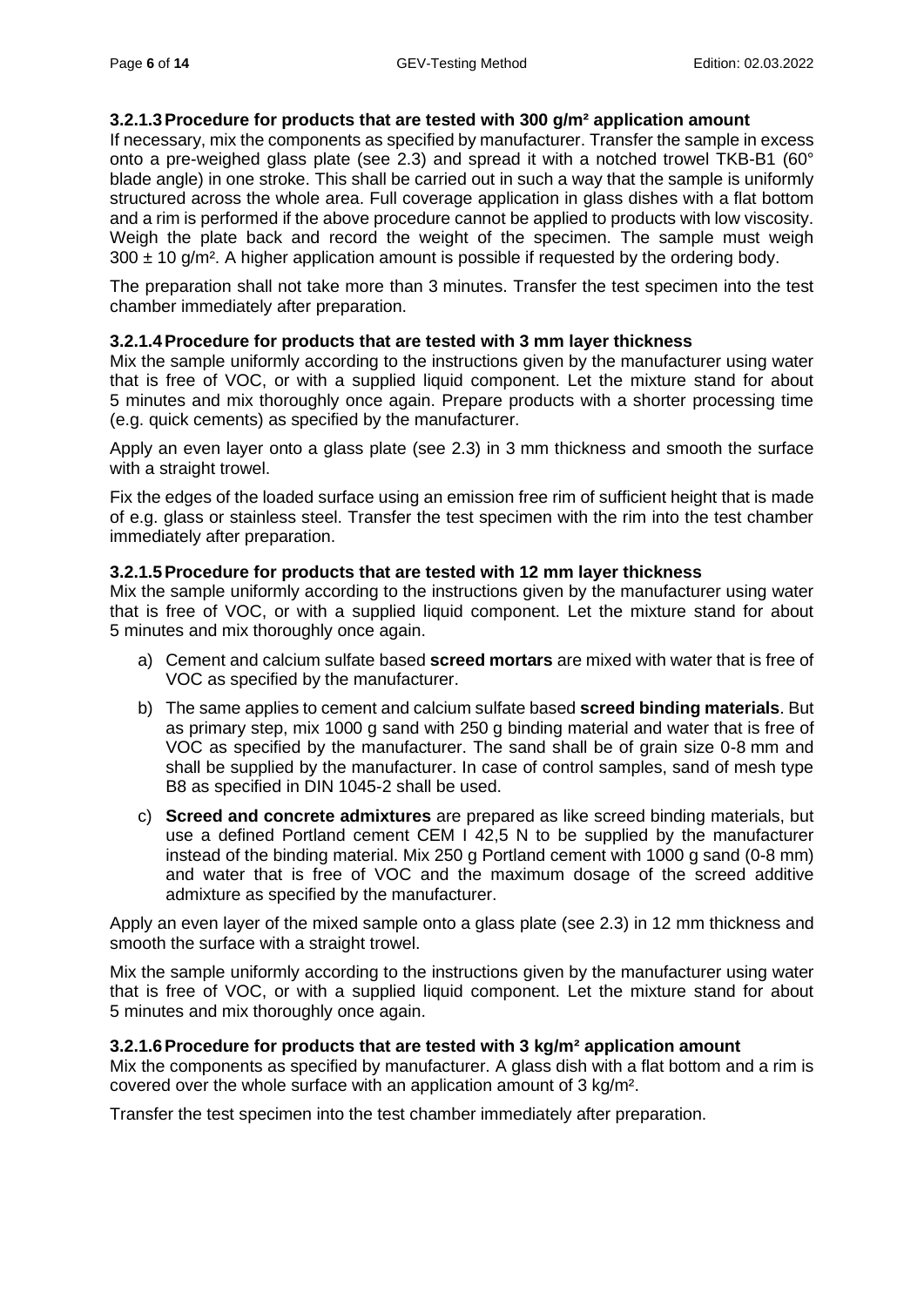#### 3.2.1.3 Procedure for products that are tested with 300 g/m² application amount

If necessary, mix the components as specified by manufacturer. Transfer the sample in excess onto a pre-weighed glass plate (see 2.3) and spread it with a notched trowel TKB-B1 (60° blade angle) in one stroke. This shall be carried out in such a way that the sample is uniformly structured across the whole area. Full coverage application in glass dishes with a flat bottom and a rim is performed if the above procedure cannot be applied to products with low viscosity. Weigh the plate back and record the weight of the specimen. The sample must weigh 300 ± 10 g/m². A higher application amount is possible if requested by the ordering body.

The preparation shall not take more than 3 minutes. Transfer the test specimen into the test chamber immediately after preparation.

#### 3.2.1.4 Procedure for products that are tested with 3 mm layer thickness

Mix the sample uniformly according to the instructions given by the manufacturer using water that is free of VOC, or with a supplied liquid component. Let the mixture stand for about 5 minutes and mix thoroughly once again. Prepare products with a shorter processing time (e.g. quick cements) as specified by the manufacturer.

Apply an even layer onto a glass plate (see 2.3) in 3 mm thickness and smooth the surface with a straight trowel.

Fix the edges of the loaded surface using an emission free rim of sufficient height that is made of e.g. glass or stainless steel. Transfer the test specimen with the rim into the test chamber immediately after preparation.

#### 3.2.1.5 Procedure for products that are tested with 12 mm layer thickness

Mix the sample uniformly according to the instructions given by the manufacturer using water that is free of VOC, or with a supplied liquid component. Let the mixture stand for about 5 minutes and mix thoroughly once again.

a) Cement and calcium sulfate based **screed mortars** are mixed with water that is free of VOC as specified by the manufacturer.

b) The same applies to cement and calcium sulfate based **screed binding materials**. But as primary step, mix 1000 g sand with 250 g binding material and water that is free of VOC as specified by the manufacturer. The sand shall be of grain size 0-8 mm and shall be supplied by the manufacturer. In case of control samples, sand of mesh type B8 as specified in DIN 1045-2 shall be used.

c) **Screed and concrete admixtures** are prepared as like screed binding materials, but use a defined Portland cement CEM I 42,5 N to be supplied by the manufacturer instead of the binding material. Mix 250 g Portland cement with 1000 g sand (0-8 mm) and water that is free of VOC and the maximum dosage of the screed additive admixture as specified by the manufacturer.

Apply an even layer of the mixed sample onto a glass plate (see 2.3) in 12 mm thickness and smooth the surface with a straight trowel.

Mix the sample uniformly according to the instructions given by the manufacturer using water that is free of VOC, or with a supplied liquid component. Let the mixture stand for about 5 minutes and mix thoroughly once again.

#### 3.2.1.6 Procedure for products that are tested with 3 kg/m² application amount

Mix the components as specified by manufacturer. A glass dish with a flat bottom and a rim is covered over the whole surface with an application amount of 3 kg/m².

Transfer the test specimen into the test chamber immediately after preparation.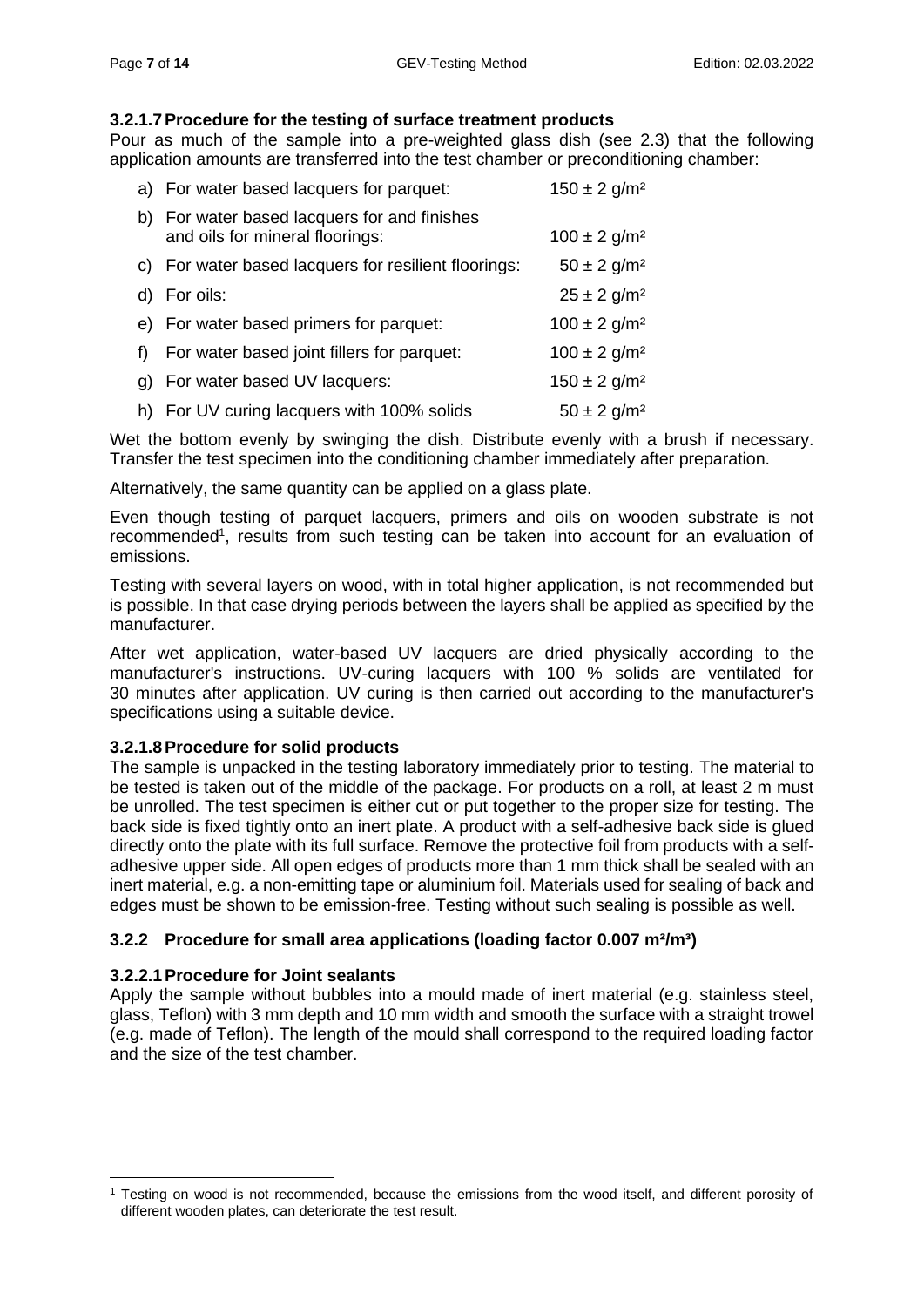#### 3.2.1.7 Procedure for the testing of surface treatment products

Pour as much of the sample into a pre-weighted glass dish (see 2.3) that the following application amounts are transferred into the test chamber or preconditioning chamber:

a) For water based lacquers for parquet: $150 \pm 2$ g/m²

b) For water based lacquers for and finishes and oils for mineral floorings: $100 \pm 2$ g/m²

c) For water based lacquers for resilient floorings: $50 \pm 2$ g/m²

d) For oils: $25 \pm 2$ g/m²

e) For water based primers for parquet: $100 \pm 2$ g/m²

f) For water based joint fillers for parquet: $100 \pm 2$ g/m²

g) For water based UV lacquers: $150 \pm 2$ g/m²

h) For UV curing lacquers with 100% solids $50 \pm 2$ g/m²

Wet the bottom evenly by swinging the dish. Distribute evenly with a brush if necessary. Transfer the test specimen into the conditioning chamber immediately after preparation.

Alternatively, the same quantity can be applied on a glass plate.

Even though testing of parquet lacquers, primers and oils on wooden substrate is not recommended[1], results from such testing can be taken into account for an evaluation of emissions.

Testing with several layers on wood, with in total higher application, is not recommended but is possible. In that case drying periods between the layers shall be applied as specified by the manufacturer.

After wet application, water-based UV lacquers are dried physically according to the manufacturer's instructions. UV-curing lacquers with 100 % solids are ventilated for 30 minutes after application. UV curing is then carried out according to the manufacturer's specifications using a suitable device.

#### 3.2.1.8 Procedure for solid products

The sample is unpacked in the testing laboratory immediately prior to testing. The material to be tested is taken out of the middle of the package. For products on a roll, at least 2 m must be unrolled. The test specimen is either cut or put together to the proper size for testing. The back side is fixed tightly onto an inert plate. A product with a self-adhesive back side is glued directly onto the plate with its full surface. Remove the protective foil from products with a self-adhesive upper side. All open edges of products more than 1 mm thick shall be sealed with an inert material, e.g. a non-emitting tape or aluminium foil. Materials used for sealing of back and edges must be shown to be emission-free. Testing without such sealing is possible as well.

### 3.2.2 Procedure for small area applications (loading factor 0.007 m²/m³)

#### 3.2.2.1 Procedure for Joint sealants

Apply the sample without bubbles into a mould made of inert material (e.g. stainless steel, glass, Teflon) with 3 mm depth and 10 mm width and smooth the surface with a straight trowel (e.g. made of Teflon). The length of the mould shall correspond to the required loading factor and the size of the test chamber.

---

[1] Testing on wood is not recommended, because the emissions from the wood itself, and different porosity of different wooden plates, can deteriorate the test result.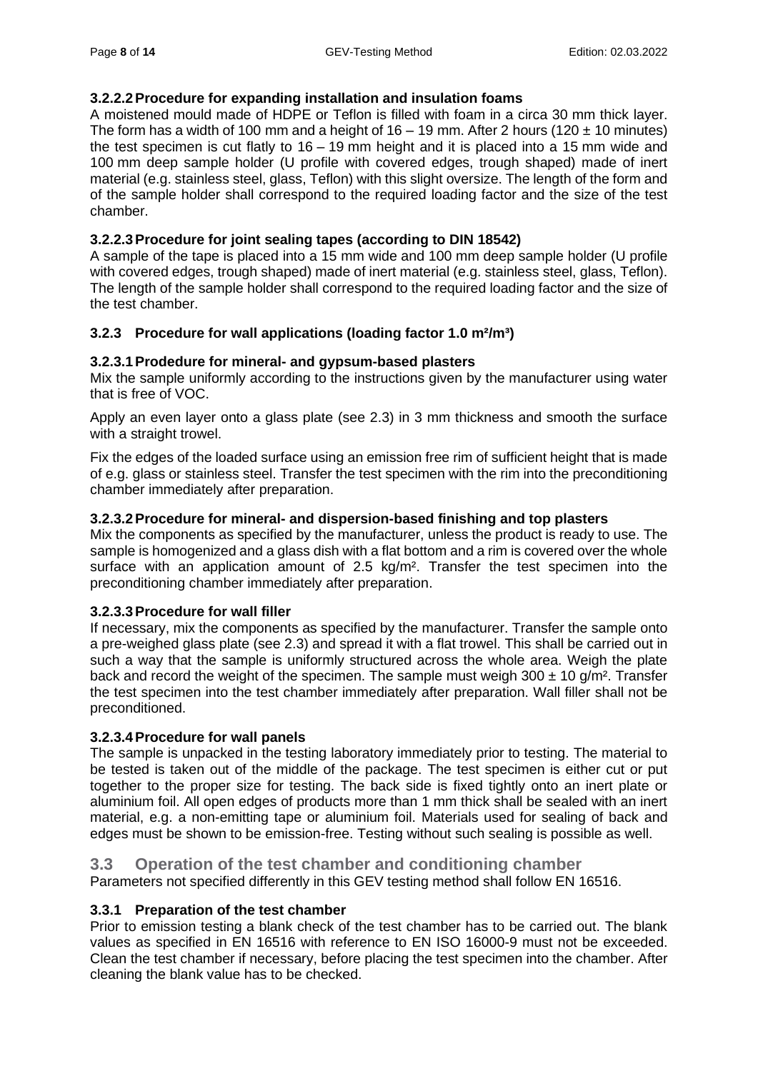#### 3.2.2.2 Procedure for expanding installation and insulation foams

A moistened mould made of HDPE or Teflon is filled with foam in a circa 30 mm thick layer. The form has a width of 100 mm and a height of 16 – 19 mm. After 2 hours (120 ± 10 minutes) the test specimen is cut flatly to 16 – 19 mm height and it is placed into a 15 mm wide and 100 mm deep sample holder (U profile with covered edges, trough shaped) made of inert material (e.g. stainless steel, glass, Teflon) with this slight oversize. The length of the form and of the sample holder shall correspond to the required loading factor and the size of the test chamber.

#### 3.2.2.3 Procedure for joint sealing tapes (according to DIN 18542)

A sample of the tape is placed into a 15 mm wide and 100 mm deep sample holder (U profile with covered edges, trough shaped) made of inert material (e.g. stainless steel, glass, Teflon). The length of the sample holder shall correspond to the required loading factor and the size of the test chamber.

### 3.2.3 Procedure for wall applications (loading factor 1.0 m²/m³)

#### 3.2.3.1 Prodedure for mineral- and gypsum-based plasters

Mix the sample uniformly according to the instructions given by the manufacturer using water that is free of VOC.

Apply an even layer onto a glass plate (see 2.3) in 3 mm thickness and smooth the surface with a straight trowel.

Fix the edges of the loaded surface using an emission free rim of sufficient height that is made of e.g. glass or stainless steel. Transfer the test specimen with the rim into the preconditioning chamber immediately after preparation.

#### 3.2.3.2 Procedure for mineral- and dispersion-based finishing and top plasters

Mix the components as specified by the manufacturer, unless the product is ready to use. The sample is homogenized and a glass dish with a flat bottom and a rim is covered over the whole surface with an application amount of 2.5 kg/m². Transfer the test specimen into the preconditioning chamber immediately after preparation.

#### 3.2.3.3 Procedure for wall filler

If necessary, mix the components as specified by the manufacturer. Transfer the sample onto a pre-weighed glass plate (see 2.3) and spread it with a flat trowel. This shall be carried out in such a way that the sample is uniformly structured across the whole area. Weigh the plate back and record the weight of the specimen. The sample must weigh 300 ± 10 g/m². Transfer the test specimen into the test chamber immediately after preparation. Wall filler shall not be preconditioned.

#### 3.2.3.4 Procedure for wall panels

The sample is unpacked in the testing laboratory immediately prior to testing. The material to be tested is taken out of the middle of the package. The test specimen is either cut or put together to the proper size for testing. The back side is fixed tightly onto an inert plate or aluminium foil. All open edges of products more than 1 mm thick shall be sealed with an inert material, e.g. a non-emitting tape or aluminium foil. Materials used for sealing of back and edges must be shown to be emission-free. Testing without such sealing is possible as well.

## 3.3 Operation of the test chamber and conditioning chamber

Parameters not specified differently in this GEV testing method shall follow EN 16516.

### 3.3.1 Preparation of the test chamber

Prior to emission testing a blank check of the test chamber has to be carried out. The blank values as specified in EN 16516 with reference to EN ISO 16000-9 must not be exceeded. Clean the test chamber if necessary, before placing the test specimen into the chamber. After cleaning the blank value has to be checked.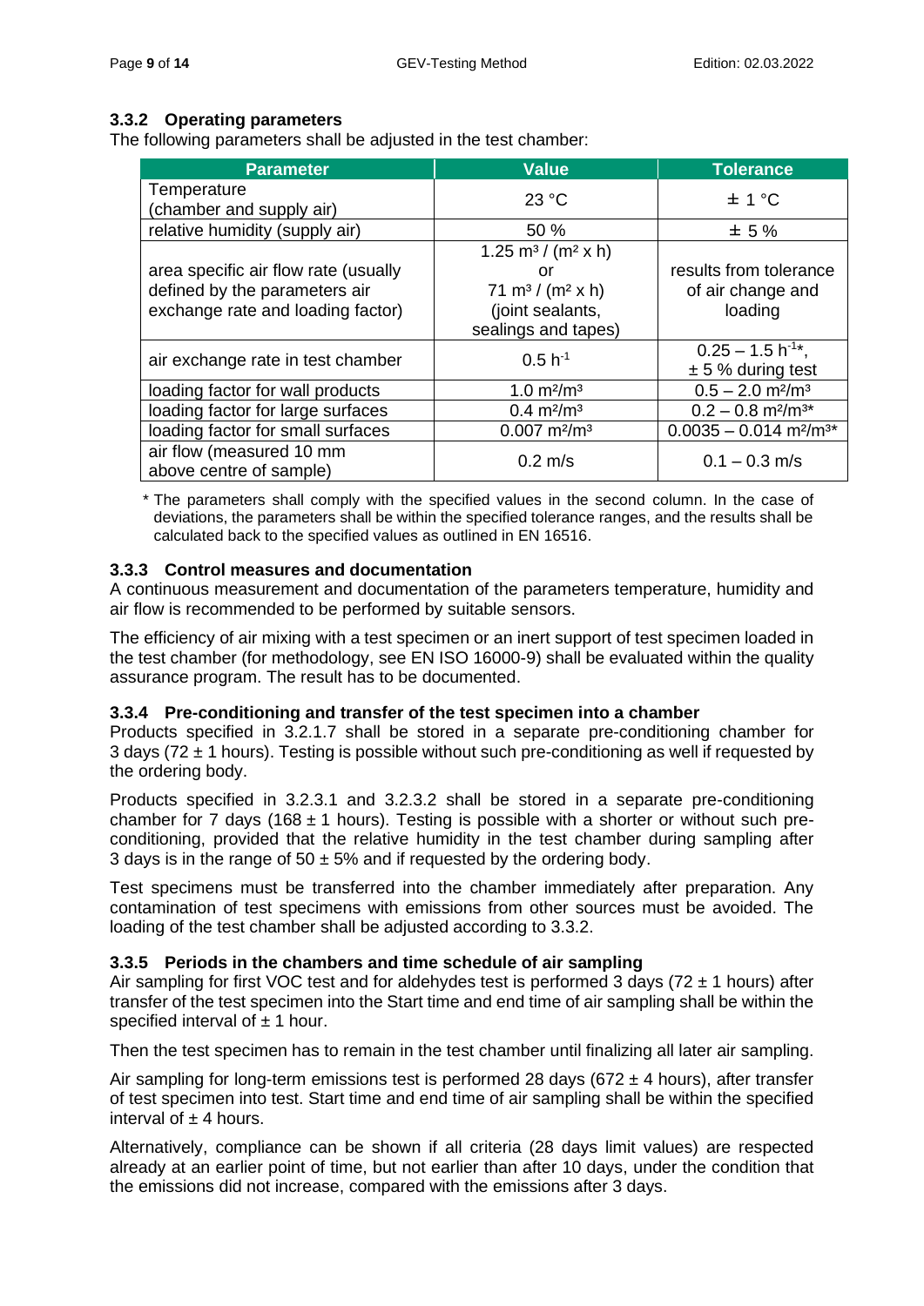### 3.3.2 Operating parameters

The following parameters shall be adjusted in the test chamber:

| Parameter | Value | Tolerance |
|---|---|---|
| Temperature (chamber and supply air) | 23 °C | ± 1 °C |
| relative humidity (supply air) | 50 % | ± 5 % |
| area specific air flow rate (usually defined by the parameters air exchange rate and loading factor) | 1.25 m³ / (m² x h) or 71 m³ / (m² x h) (joint sealants, sealings and tapes) | results from tolerance of air change and loading |
| air exchange rate in test chamber | $0.5\ h^{-1}$ | $0.25 - 1.5\ h^{-1}$*, ± 5 % during test |
| loading factor for wall products | 1.0 m²/m³ | 0.5 – 2.0 m²/m³ |
| loading factor for large surfaces | 0.4 m²/m³ | 0.2 – 0.8 m²/m³* |
| loading factor for small surfaces | 0.007 m²/m³ | 0.0035 – 0.014 m²/m³* |
| air flow (measured 10 mm above centre of sample) | 0.2 m/s | 0.1 – 0.3 m/s |

\* The parameters shall comply with the specified values in the second column. In the case of deviations, the parameters shall be within the specified tolerance ranges, and the results shall be calculated back to the specified values as outlined in EN 16516.

### 3.3.3 Control measures and documentation

A continuous measurement and documentation of the parameters temperature, humidity and air flow is recommended to be performed by suitable sensors.

The efficiency of air mixing with a test specimen or an inert support of test specimen loaded in the test chamber (for methodology, see EN ISO 16000-9) shall be evaluated within the quality assurance program. The result has to be documented.

### 3.3.4 Pre-conditioning and transfer of the test specimen into a chamber

Products specified in 3.2.1.7 shall be stored in a separate pre-conditioning chamber for 3 days (72 ± 1 hours). Testing is possible without such pre-conditioning as well if requested by the ordering body.

Products specified in 3.2.3.1 and 3.2.3.2 shall be stored in a separate pre-conditioning chamber for 7 days (168 ± 1 hours). Testing is possible with a shorter or without such pre-conditioning, provided that the relative humidity in the test chamber during sampling after 3 days is in the range of 50 ± 5% and if requested by the ordering body.

Test specimens must be transferred into the chamber immediately after preparation. Any contamination of test specimens with emissions from other sources must be avoided. The loading of the test chamber shall be adjusted according to 3.3.2.

### 3.3.5 Periods in the chambers and time schedule of air sampling

Air sampling for first VOC test and for aldehydes test is performed 3 days (72 ± 1 hours) after transfer of the test specimen into the Start time and end time of air sampling shall be within the specified interval of ± 1 hour.

Then the test specimen has to remain in the test chamber until finalizing all later air sampling.

Air sampling for long-term emissions test is performed 28 days (672 ± 4 hours), after transfer of test specimen into test. Start time and end time of air sampling shall be within the specified interval of ± 4 hours.

Alternatively, compliance can be shown if all criteria (28 days limit values) are respected already at an earlier point of time, but not earlier than after 10 days, under the condition that the emissions did not increase, compared with the emissions after 3 days.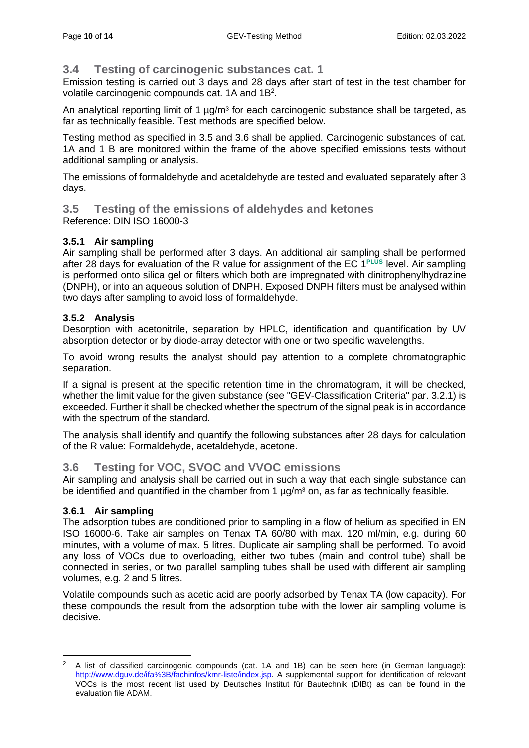## 3.4 Testing of carcinogenic substances cat. 1

Emission testing is carried out 3 days and 28 days after start of test in the test chamber for volatile carcinogenic compounds cat. 1A and 1B[2].

An analytical reporting limit of 1 µg/m³ for each carcinogenic substance shall be targeted, as far as technically feasible. Test methods are specified below.

Testing method as specified in 3.5 and 3.6 shall be applied. Carcinogenic substances of cat. 1A and 1 B are monitored within the frame of the above specified emissions tests without additional sampling or analysis.

The emissions of formaldehyde and acetaldehyde are tested and evaluated separately after 3 days.

## 3.5 Testing of the emissions of aldehydes and ketones

Reference: DIN ISO 16000-3

### 3.5.1 Air sampling

Air sampling shall be performed after 3 days. An additional air sampling shall be performed after 28 days for evaluation of the R value for assignment of the EC 1PLUS level. Air sampling is performed onto silica gel or filters which both are impregnated with dinitrophenylhydrazine (DNPH), or into an aqueous solution of DNPH. Exposed DNPH filters must be analysed within two days after sampling to avoid loss of formaldehyde.

### 3.5.2 Analysis

Desorption with acetonitrile, separation by HPLC, identification and quantification by UV absorption detector or by diode-array detector with one or two specific wavelengths.

To avoid wrong results the analyst should pay attention to a complete chromatographic separation.

If a signal is present at the specific retention time in the chromatogram, it will be checked, whether the limit value for the given substance (see "GEV-Classification Criteria" par. 3.2.1) is exceeded. Further it shall be checked whether the spectrum of the signal peak is in accordance with the spectrum of the standard.

The analysis shall identify and quantify the following substances after 28 days for calculation of the R value: Formaldehyde, acetaldehyde, acetone.

## 3.6 Testing for VOC, SVOC and VVOC emissions

Air sampling and analysis shall be carried out in such a way that each single substance can be identified and quantified in the chamber from 1 µg/m³ on, as far as technically feasible.

### 3.6.1 Air sampling

The adsorption tubes are conditioned prior to sampling in a flow of helium as specified in EN ISO 16000-6. Take air samples on Tenax TA 60/80 with max. 120 ml/min, e.g. during 60 minutes, with a volume of max. 5 litres. Duplicate air sampling shall be performed. To avoid any loss of VOCs due to overloading, either two tubes (main and control tube) shall be connected in series, or two parallel sampling tubes shall be used with different air sampling volumes, e.g. 2 and 5 litres.

Volatile compounds such as acetic acid are poorly adsorbed by Tenax TA (low capacity). For these compounds the result from the adsorption tube with the lower air sampling volume is decisive.

---

[2] A list of classified carcinogenic compounds (cat. 1A and 1B) can be seen here (in German language): http://www.dguv.de/ifa%3B/fachinfos/kmr-liste/index.jsp. A supplemental support for identification of relevant VOCs is the most recent list used by Deutsches Institut für Bautechnik (DIBt) as can be found in the evaluation file ADAM.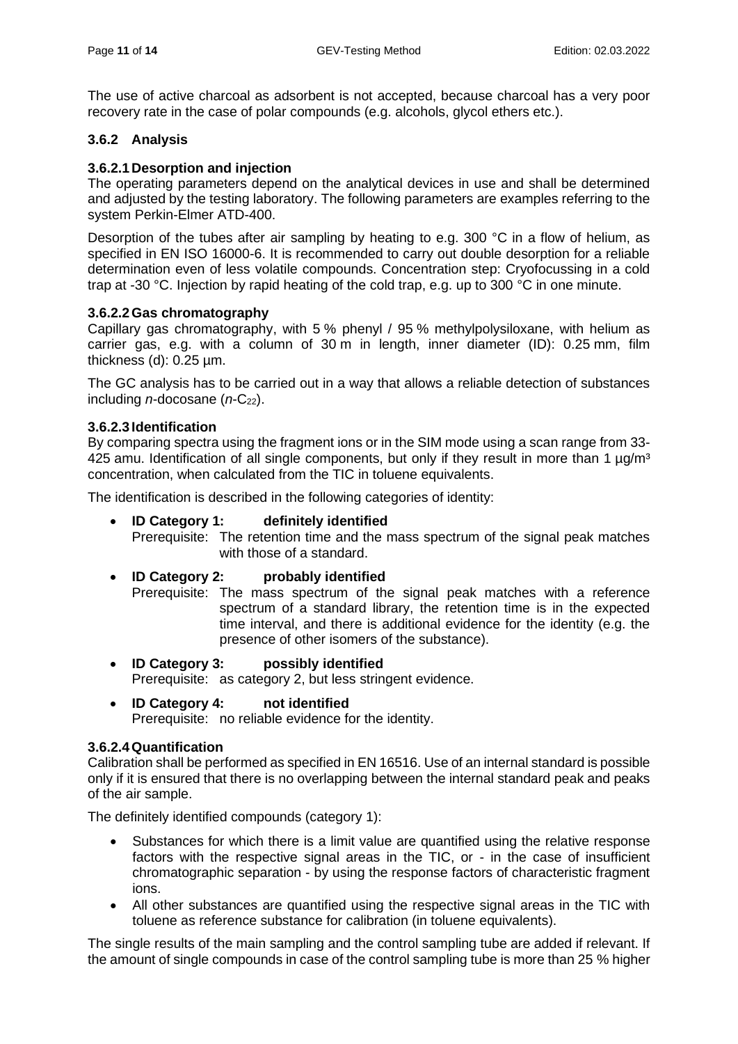The use of active charcoal as adsorbent is not accepted, because charcoal has a very poor recovery rate in the case of polar compounds (e.g. alcohols, glycol ethers etc.).

### 3.6.2 Analysis

#### 3.6.2.1 Desorption and injection

The operating parameters depend on the analytical devices in use and shall be determined and adjusted by the testing laboratory. The following parameters are examples referring to the system Perkin-Elmer ATD-400.

Desorption of the tubes after air sampling by heating to e.g. 300 °C in a flow of helium, as specified in EN ISO 16000-6. It is recommended to carry out double desorption for a reliable determination even of less volatile compounds. Concentration step: Cryofocussing in a cold trap at -30 °C. Injection by rapid heating of the cold trap, e.g. up to 300 °C in one minute.

#### 3.6.2.2 Gas chromatography

Capillary gas chromatography, with 5 % phenyl / 95 % methylpolysiloxane, with helium as carrier gas, e.g. with a column of 30 m in length, inner diameter (ID): 0.25 mm, film thickness (d): 0.25 µm.

The GC analysis has to be carried out in a way that allows a reliable detection of substances including *n*-docosane (*n*-$C_{22}$).

#### 3.6.2.3 Identification

By comparing spectra using the fragment ions or in the SIM mode using a scan range from 33-425 amu. Identification of all single components, but only if they result in more than 1 µg/m³ concentration, when calculated from the TIC in toluene equivalents.

The identification is described in the following categories of identity:

- **ID Category 1: definitely identified**
  Prerequisite: The retention time and the mass spectrum of the signal peak matches with those of a standard.
- **ID Category 2: probably identified**
  Prerequisite: The mass spectrum of the signal peak matches with a reference spectrum of a standard library, the retention time is in the expected time interval, and there is additional evidence for the identity (e.g. the presence of other isomers of the substance).
- **ID Category 3: possibly identified**
  Prerequisite: as category 2, but less stringent evidence.
- **ID Category 4: not identified**
  Prerequisite: no reliable evidence for the identity.

#### 3.6.2.4 Quantification

Calibration shall be performed as specified in EN 16516. Use of an internal standard is possible only if it is ensured that there is no overlapping between the internal standard peak and peaks of the air sample.

The definitely identified compounds (category 1):

- Substances for which there is a limit value are quantified using the relative response factors with the respective signal areas in the TIC, or - in the case of insufficient chromatographic separation - by using the response factors of characteristic fragment ions.
- All other substances are quantified using the respective signal areas in the TIC with toluene as reference substance for calibration (in toluene equivalents).

The single results of the main sampling and the control sampling tube are added if relevant. If the amount of single compounds in case of the control sampling tube is more than 25 % higher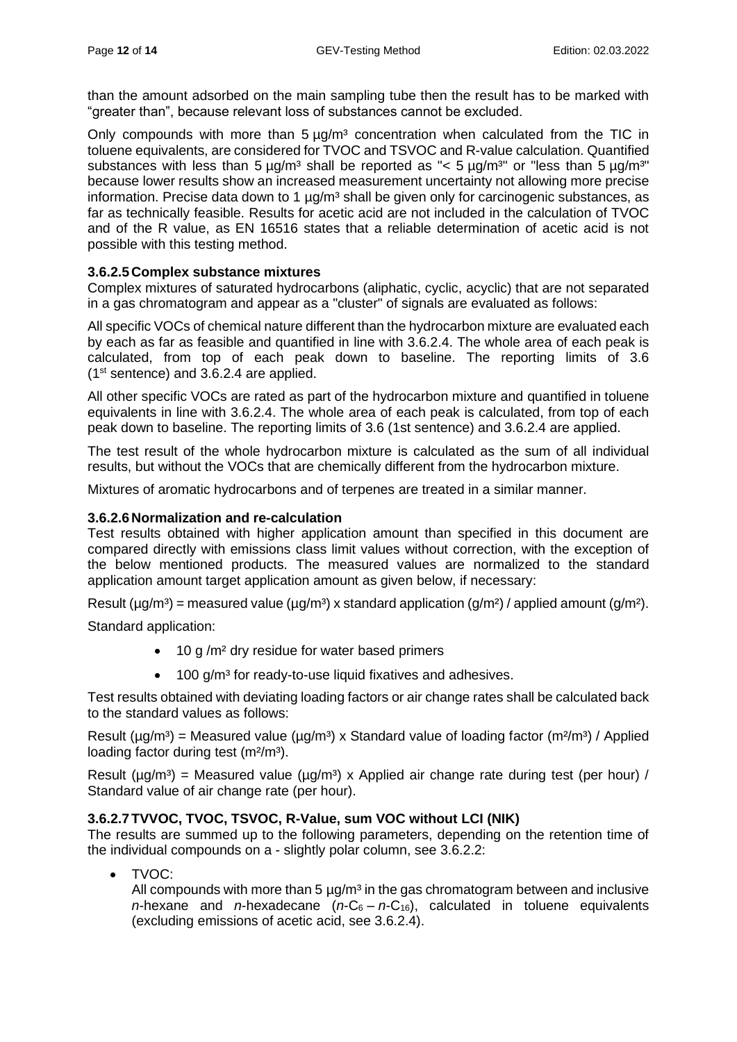than the amount adsorbed on the main sampling tube then the result has to be marked with "greater than", because relevant loss of substances cannot be excluded.

Only compounds with more than 5 µg/m³ concentration when calculated from the TIC in toluene equivalents, are considered for TVOC and TSVOC and R-value calculation. Quantified substances with less than 5 µg/m³ shall be reported as "< 5 µg/m³" or "less than 5 µg/m³" because lower results show an increased measurement uncertainty not allowing more precise information. Precise data down to 1 µg/m³ shall be given only for carcinogenic substances, as far as technically feasible. Results for acetic acid are not included in the calculation of TVOC and of the R value, as EN 16516 states that a reliable determination of acetic acid is not possible with this testing method.

### 3.6.2.5 Complex substance mixtures

Complex mixtures of saturated hydrocarbons (aliphatic, cyclic, acyclic) that are not separated in a gas chromatogram and appear as a "cluster" of signals are evaluated as follows:

All specific VOCs of chemical nature different than the hydrocarbon mixture are evaluated each by each as far as feasible and quantified in line with 3.6.2.4. The whole area of each peak is calculated, from top of each peak down to baseline. The reporting limits of 3.6 (1st sentence) and 3.6.2.4 are applied.

All other specific VOCs are rated as part of the hydrocarbon mixture and quantified in toluene equivalents in line with 3.6.2.4. The whole area of each peak is calculated, from top of each peak down to baseline. The reporting limits of 3.6 (1st sentence) and 3.6.2.4 are applied.

The test result of the whole hydrocarbon mixture is calculated as the sum of all individual results, but without the VOCs that are chemically different from the hydrocarbon mixture.

Mixtures of aromatic hydrocarbons and of terpenes are treated in a similar manner.

### 3.6.2.6 Normalization and re-calculation

Test results obtained with higher application amount than specified in this document are compared directly with emissions class limit values without correction, with the exception of the below mentioned products. The measured values are normalized to the standard application amount target application amount as given below, if necessary:

Result (µg/m³) = measured value (µg/m³) x standard application (g/m²) / applied amount (g/m²).

Standard application:

- 10 g /m² dry residue for water based primers
- 100 g/m³ for ready-to-use liquid fixatives and adhesives.

Test results obtained with deviating loading factors or air change rates shall be calculated back to the standard values as follows:

Result (µg/m³) = Measured value (µg/m³) x Standard value of loading factor (m²/m³) / Applied loading factor during test (m²/m³).

Result (µg/m³) = Measured value (µg/m³) x Applied air change rate during test (per hour) / Standard value of air change rate (per hour).

### 3.6.2.7 TVVOC, TVOC, TSVOC, R-Value, sum VOC without LCI (NIK)

The results are summed up to the following parameters, depending on the retention time of the individual compounds on a - slightly polar column, see 3.6.2.2:

- TVOC:
  All compounds with more than 5 µg/m³ in the gas chromatogram between and inclusive *n*-hexane and *n*-hexadecane (*n*-$C_6$ – *n*-$C_{16}$), calculated in toluene equivalents (excluding emissions of acetic acid, see 3.6.2.4).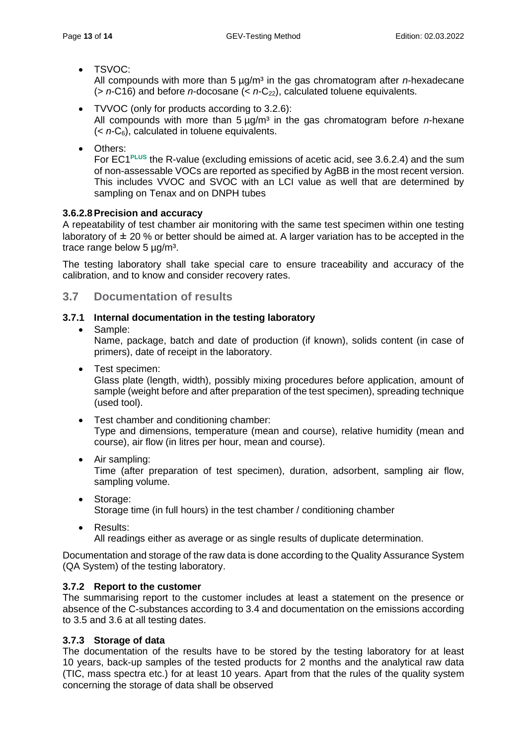- TSVOC:
  All compounds with more than 5 µg/m³ in the gas chromatogram after *n*-hexadecane (> *n*-C16) and before *n*-docosane (< *n*-$C_{22}$), calculated toluene equivalents.
- TVVOC (only for products according to 3.2.6):
  All compounds with more than 5 µg/m³ in the gas chromatogram before *n*-hexane (< *n*-$C_6$), calculated in toluene equivalents.
- Others:
  For EC1[PLUS] the R-value (excluding emissions of acetic acid, see 3.6.2.4) and the sum of non-assessable VOCs are reported as specified by AgBB in the most recent version. This includes VVOC and SVOC with an LCI value as well that are determined by sampling on Tenax and on DNPH tubes

#### 3.6.2.8 Precision and accuracy

A repeatability of test chamber air monitoring with the same test specimen within one testing laboratory of ± 20 % or better should be aimed at. A larger variation has to be accepted in the trace range below 5 µg/m³.

The testing laboratory shall take special care to ensure traceability and accuracy of the calibration, and to know and consider recovery rates.

## 3.7 Documentation of results

### 3.7.1 Internal documentation in the testing laboratory

- Sample:
  Name, package, batch and date of production (if known), solids content (in case of primers), date of receipt in the laboratory.
- Test specimen:
  Glass plate (length, width), possibly mixing procedures before application, amount of sample (weight before and after preparation of the test specimen), spreading technique (used tool).
- Test chamber and conditioning chamber:
  Type and dimensions, temperature (mean and course), relative humidity (mean and course), air flow (in litres per hour, mean and course).
- Air sampling:
  Time (after preparation of test specimen), duration, adsorbent, sampling air flow, sampling volume.
- Storage:
  Storage time (in full hours) in the test chamber / conditioning chamber
- Results:
  All readings either as average or as single results of duplicate determination.

Documentation and storage of the raw data is done according to the Quality Assurance System (QA System) of the testing laboratory.

### 3.7.2 Report to the customer

The summarising report to the customer includes at least a statement on the presence or absence of the C-substances according to 3.4 and documentation on the emissions according to 3.5 and 3.6 at all testing dates.

### 3.7.3 Storage of data

The documentation of the results have to be stored by the testing laboratory for at least 10 years, back-up samples of the tested products for 2 months and the analytical raw data (TIC, mass spectra etc.) for at least 10 years. Apart from that the rules of the quality system concerning the storage of data shall be observed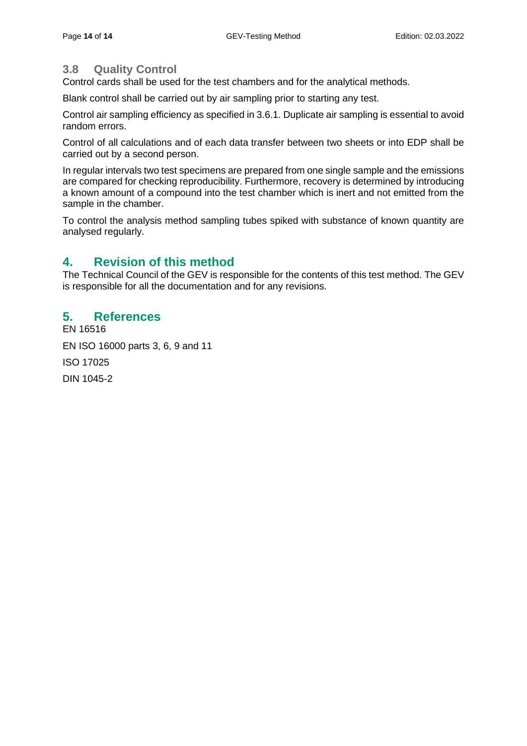### 3.8 Quality Control

Control cards shall be used for the test chambers and for the analytical methods.

Blank control shall be carried out by air sampling prior to starting any test.

Control air sampling efficiency as specified in 3.6.1. Duplicate air sampling is essential to avoid random errors.

Control of all calculations and of each data transfer between two sheets or into EDP shall be carried out by a second person.

In regular intervals two test specimens are prepared from one single sample and the emissions are compared for checking reproducibility. Furthermore, recovery is determined by introducing a known amount of a compound into the test chamber which is inert and not emitted from the sample in the chamber.

To control the analysis method sampling tubes spiked with substance of known quantity are analysed regularly.

## 4. Revision of this method

The Technical Council of the GEV is responsible for the contents of this test method. The GEV is responsible for all the documentation and for any revisions.

## 5. References

EN 16516

EN ISO 16000 parts 3, 6, 9 and 11

ISO 17025

DIN 1045-2